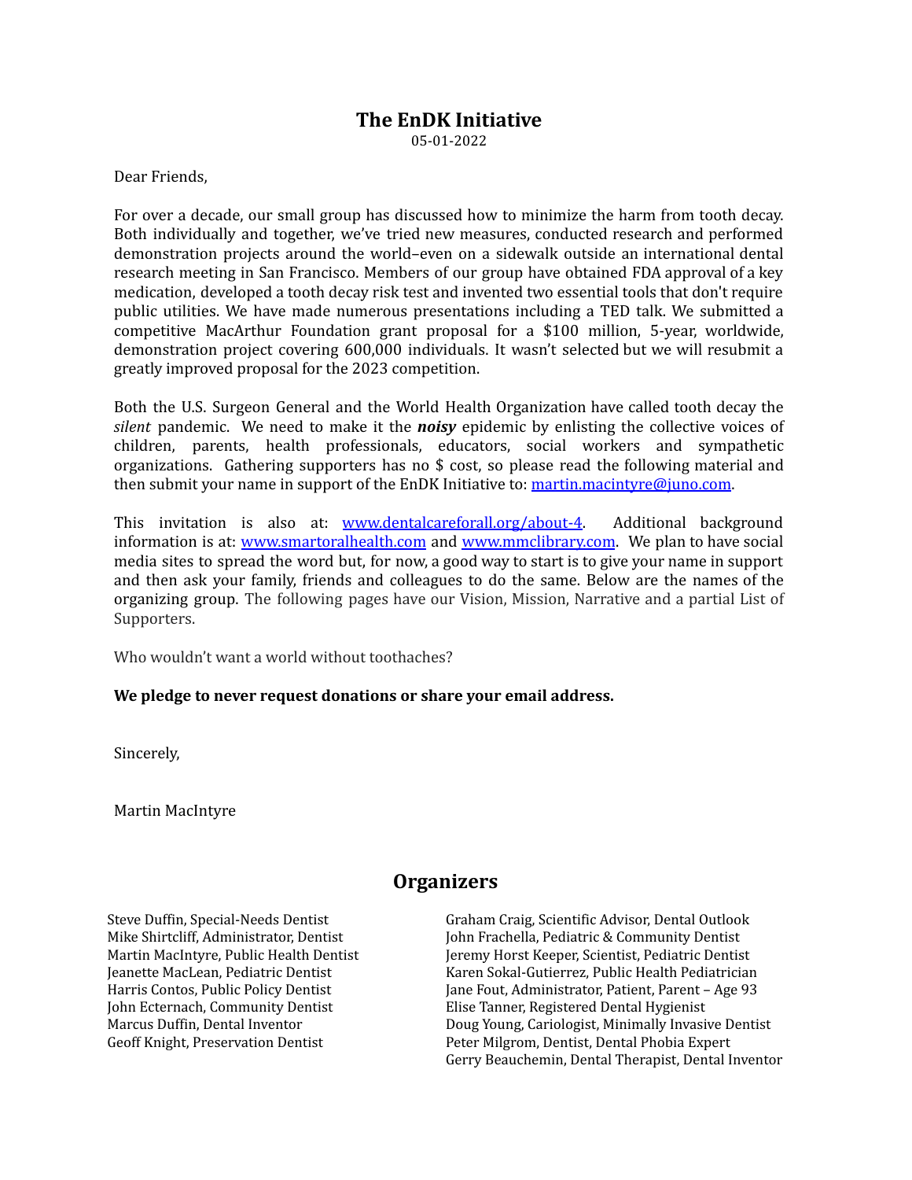# The EnDK Initiative

05-01-2022

Dear Friends,

For over a decade, our small group has discussed how to minimize the harm from tooth decay. Both individually and together, we've tried new measures, conducted research and performed demonstration projects around the world–even on a sidewalk outside an international dental research meeting in San Francisco. Members of our group have obtained FDA approval of a key medication, developed a tooth decay risk test and invented two essential tools that don't require public utilities. We have made numerous presentations including a TED talk. We submitted a competitive MacArthur Foundation grant proposal for a $100 million, 5-year, worldwide, demonstration project covering 600,000 individuals. It wasn't selected but we will resubmit a greatly improved proposal for the 2023 competition.

Both the U.S. Surgeon General and the World Health Organization have called tooth decay the *silent* pandemic. We need to make it the ***noisy*** epidemic by enlisting the collective voices of children, parents, health professionals, educators, social workers and sympathetic organizations. Gathering supporters has no $ cost, so please read the following material and then submit your name in support of the EnDK Initiative to: [martin.macintyre@juno.com](mailto:martin.macintyre@juno.com).

This invitation is also at: [www.dentalcareforall.org/about-4](http://www.dentalcareforall.org/about-4). Additional background information is at: [www.smartoralhealth.com](http://www.smartoralhealth.com) and [www.mmclibrary.com](http://www.mmclibrary.com). We plan to have social media sites to spread the word but, for now, a good way to start is to give your name in support and then ask your family, friends and colleagues to do the same. Below are the names of the organizing group. The following pages have our Vision, Mission, Narrative and a partial List of Supporters.

Who wouldn't want a world without toothaches?

**We pledge to never request donations or share your email address.**

Sincerely,

Martin MacIntyre

## Organizers

Steve Duffin, Special-Needs Dentist
Mike Shirtcliff, Administrator, Dentist
Martin MacIntyre, Public Health Dentist
Jeanette MacLean, Pediatric Dentist
Harris Contos, Public Policy Dentist
John Ecternach, Community Dentist
Marcus Duffin, Dental Inventor
Geoff Knight, Preservation Dentist
Graham Craig, Scientific Advisor, Dental Outlook
John Frachella, Pediatric & Community Dentist
Jeremy Horst Keeper, Scientist, Pediatric Dentist
Karen Sokal-Gutierrez, Public Health Pediatrician
Jane Fout, Administrator, Patient, Parent – Age 93
Elise Tanner, Registered Dental Hygienist
Doug Young, Cariologist, Minimally Invasive Dentist
Peter Milgrom, Dentist, Dental Phobia Expert
Gerry Beauchemin, Dental Therapist, Dental Inventor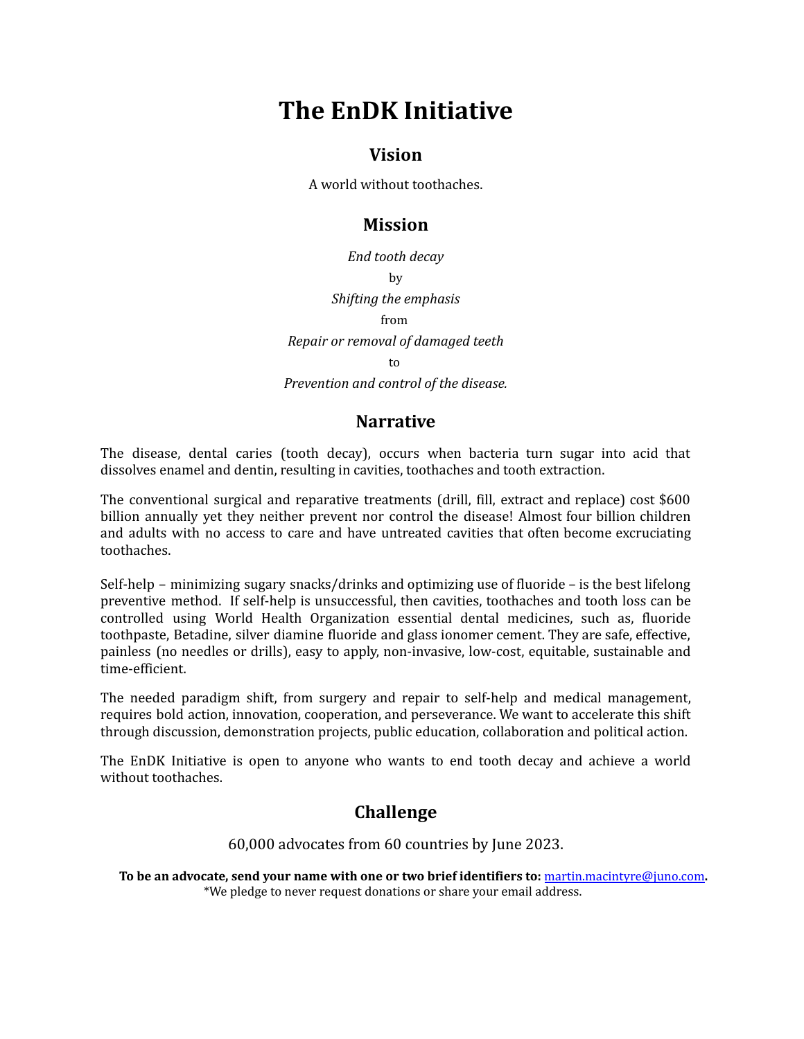# The EnDK Initiative

## Vision

A world without toothaches.

## Mission

*End tooth decay*

by

*Shifting the emphasis*

from

*Repair or removal of damaged teeth*

to

*Prevention and control of the disease.*

## Narrative

The disease, dental caries (tooth decay), occurs when bacteria turn sugar into acid that dissolves enamel and dentin, resulting in cavities, toothaches and tooth extraction.

The conventional surgical and reparative treatments (drill, fill, extract and replace) cost $600 billion annually yet they neither prevent nor control the disease! Almost four billion children and adults with no access to care and have untreated cavities that often become excruciating toothaches.

Self-help – minimizing sugary snacks/drinks and optimizing use of fluoride – is the best lifelong preventive method. If self-help is unsuccessful, then cavities, toothaches and tooth loss can be controlled using World Health Organization essential dental medicines, such as, fluoride toothpaste, Betadine, silver diamine fluoride and glass ionomer cement. They are safe, effective, painless (no needles or drills), easy to apply, non-invasive, low-cost, equitable, sustainable and time-efficient.

The needed paradigm shift, from surgery and repair to self-help and medical management, requires bold action, innovation, cooperation, and perseverance. We want to accelerate this shift through discussion, demonstration projects, public education, collaboration and political action.

The EnDK Initiative is open to anyone who wants to end tooth decay and achieve a world without toothaches.

## Challenge

60,000 advocates from 60 countries by June 2023.

**To be an advocate, send your name with one or two brief identifiers to:** martin.macintyre@juno.com**.**

*We pledge to never request donations or share your email address.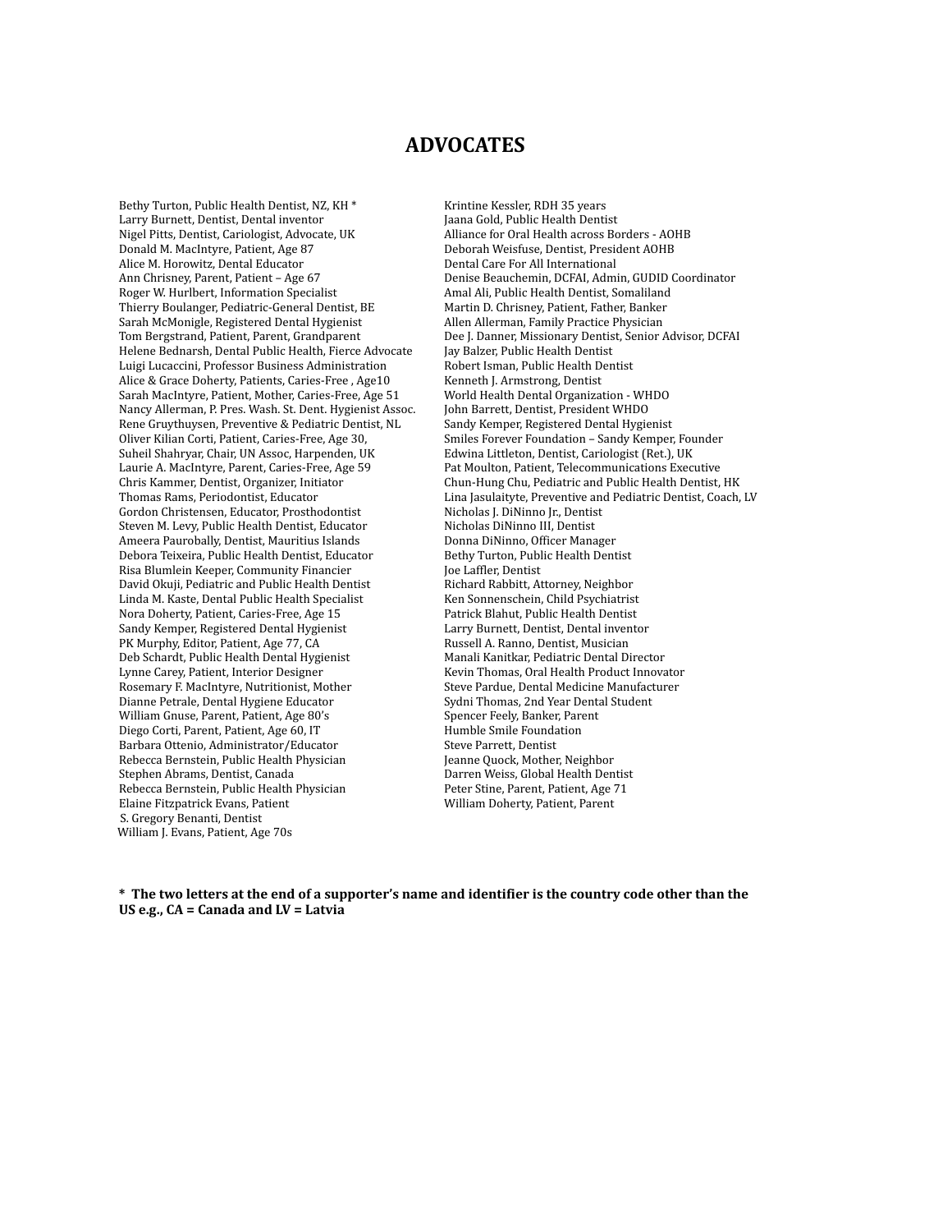# ADVOCATES

Bethy Turton, Public Health Dentist, NZ, KH *
Larry Burnett, Dentist, Dental inventor
Nigel Pitts, Dentist, Cariologist, Advocate, UK
Donald M. MacIntyre, Patient, Age 87
Alice M. Horowitz, Dental Educator
Ann Chrisney, Parent, Patient – Age 67
Roger W. Hurlbert, Information Specialist
Thierry Boulanger, Pediatric-General Dentist, BE
Sarah McMonigle, Registered Dental Hygienist
Tom Bergstrand, Patient, Parent, Grandparent
Helene Bednarsh, Dental Public Health, Fierce Advocate
Luigi Lucaccini, Professor Business Administration
Alice & Grace Doherty, Patients, Caries-Free , Age10
Sarah MacIntyre, Patient, Mother, Caries-Free, Age 51
Nancy Allerman, P. Pres. Wash. St. Dent. Hygienist Assoc.
Rene Gruythuysen, Preventive & Pediatric Dentist, NL
Oliver Kilian Corti, Patient, Caries-Free, Age 30,
Suheil Shahryar, Chair, UN Assoc, Harpenden, UK
Laurie A. MacIntyre, Parent, Caries-Free, Age 59
Chris Kammer, Dentist, Organizer, Initiator
Thomas Rams, Periodontist, Educator
Gordon Christensen, Educator, Prosthodontist
Steven M. Levy, Public Health Dentist, Educator
Ameera Paurobally, Dentist, Mauritius Islands
Debora Teixeira, Public Health Dentist, Educator
Risa Blumlein Keeper, Community Financier
David Okuji, Pediatric and Public Health Dentist
Linda M. Kaste, Dental Public Health Specialist
Nora Doherty, Patient, Caries-Free, Age 15
Sandy Kemper, Registered Dental Hygienist
PK Murphy, Editor, Patient, Age 77, CA
Deb Schardt, Public Health Dental Hygienist
Lynne Carey, Patient, Interior Designer
Rosemary F. MacIntyre, Nutritionist, Mother
Dianne Petrale, Dental Hygiene Educator
William Gnuse, Parent, Patient, Age 80's
Diego Corti, Parent, Patient, Age 60, IT
Barbara Ottenio, Administrator/Educator
Rebecca Bernstein, Public Health Physician
Stephen Abrams, Dentist, Canada
Rebecca Bernstein, Public Health Physician
Elaine Fitzpatrick Evans, Patient
S. Gregory Benanti, Dentist
William J. Evans, Patient, Age 70s
Krintine Kessler, RDH 35 years
Jaana Gold, Public Health Dentist
Alliance for Oral Health across Borders - AOHB
Deborah Weisfuse, Dentist, President AOHB
Dental Care For All International
Denise Beauchemin, DCFAI, Admin, GUDID Coordinator
Amal Ali, Public Health Dentist, Somaliland
Martin D. Chrisney, Patient, Father, Banker
Allen Allerman, Family Practice Physician
Dee J. Danner, Missionary Dentist, Senior Advisor, DCFAI
Jay Balzer, Public Health Dentist
Robert Isman, Public Health Dentist
Kenneth J. Armstrong, Dentist
World Health Dental Organization - WHDO
John Barrett, Dentist, President WHDO
Sandy Kemper, Registered Dental Hygienist
Smiles Forever Foundation – Sandy Kemper, Founder
Edwina Littleton, Dentist, Cariologist (Ret.), UK
Pat Moulton, Patient, Telecommunications Executive
Chun-Hung Chu, Pediatric and Public Health Dentist, HK
Lina Jasulaityte, Preventive and Pediatric Dentist, Coach, LV
Nicholas J. DiNinno Jr., Dentist
Nicholas DiNinno III, Dentist
Donna DiNinno, Officer Manager
Bethy Turton, Public Health Dentist
Joe Laffler, Dentist
Richard Rabbitt, Attorney, Neighbor
Ken Sonnenschein, Child Psychiatrist
Patrick Blahut, Public Health Dentist
Larry Burnett, Dentist, Dental inventor
Russell A. Ranno, Dentist, Musician
Manali Kanitkar, Pediatric Dental Director
Kevin Thomas, Oral Health Product Innovator
Steve Pardue, Dental Medicine Manufacturer
Sydni Thomas, 2nd Year Dental Student
Spencer Feely, Banker, Parent
Humble Smile Foundation
Steve Parrett, Dentist
Jeanne Quock, Mother, Neighbor
Darren Weiss, Global Health Dentist
Peter Stine, Parent, Patient, Age 71
William Doherty, Patient, Parent

**\* The two letters at the end of a supporter's name and identifier is the country code other than the US e.g., CA = Canada and LV = Latvia**